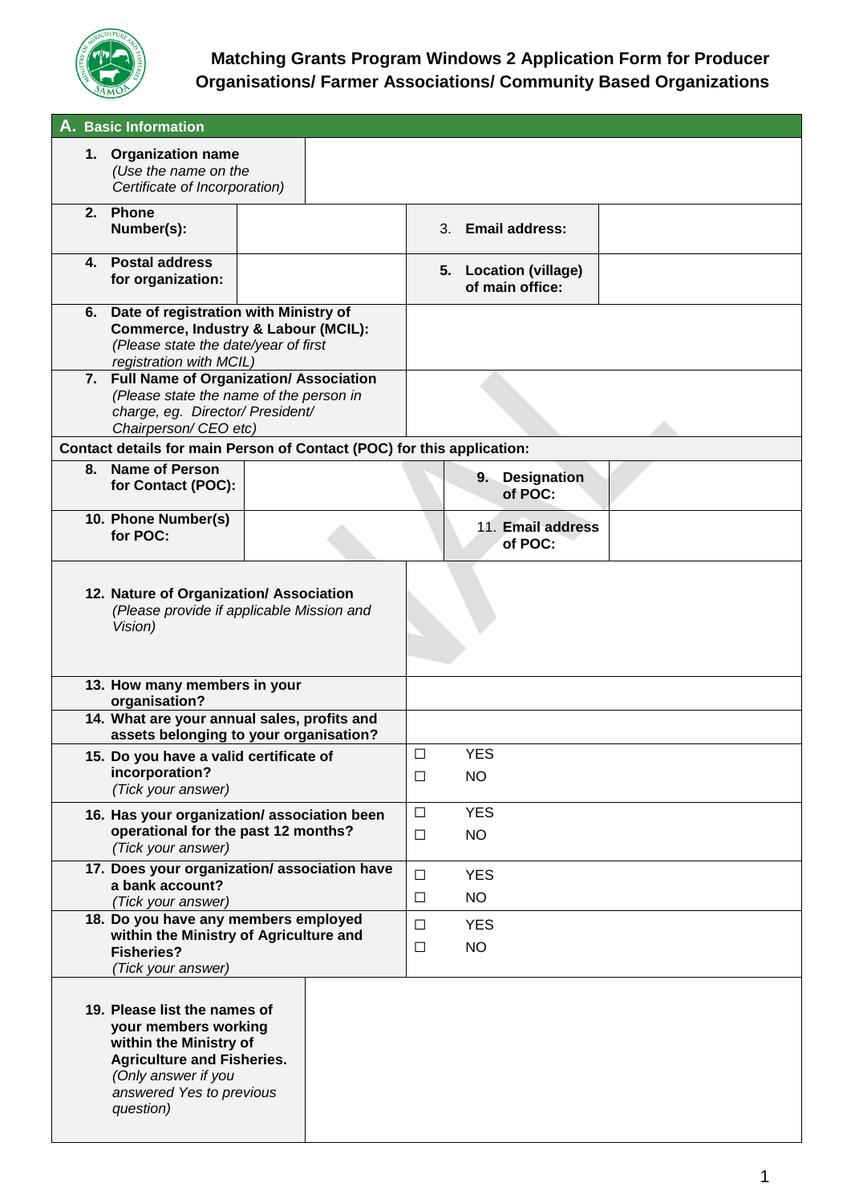# Matching Grants Program Windows 2 Application Form for Producer Organisations/ Farmer Associations/ Community Based Organizations

| **A. Basic Information** | | | |
|---|---|---|---|
| **1. Organization name** *(Use the name on the Certificate of Incorporation)* | | | |
| **2. Phone Number(s):** | | 3. **Email address:** | |
| **4. Postal address for organization:** | | **5. Location (village) of main office:** | |
| **6. Date of registration with Ministry of Commerce, Industry & Labour (MCIL):** *(Please state the date/year of first registration with MCIL)* | | | |
| **7. Full Name of Organization/ Association** *(Please state the name of the person in charge, eg. Director/ President/ Chairperson/ CEO etc)* | | | |
| **Contact details for main Person of Contact (POC) for this application:** | | | |
| **8. Name of Person for Contact (POC):** | | **9. Designation of POC:** | |
| **10. Phone Number(s) for POC:** | | 11. **Email address of POC:** | |
| **12. Nature of Organization/ Association** *(Please provide if applicable Mission and Vision)* | | | |
| **13. How many members in your organisation?** | | | |
| **14. What are your annual sales, profits and assets belonging to your organisation?** | | | |
| **15. Do you have a valid certificate of incorporation?** *(Tick your answer)* | ☐ YES<br>☐ NO | | |
| **16. Has your organization/ association been operational for the past 12 months?** *(Tick your answer)* | ☐ YES<br>☐ NO | | |
| **17. Does your organization/ association have a bank account?** *(Tick your answer)* | ☐ YES<br>☐ NO | | |
| **18. Do you have any members employed within the Ministry of Agriculture and Fisheries?** *(Tick your answer)* | ☐ YES<br>☐ NO | | |
| **19. Please list the names of your members working within the Ministry of Agriculture and Fisheries.** *(Only answer if you answered Yes to previous question)* | | | |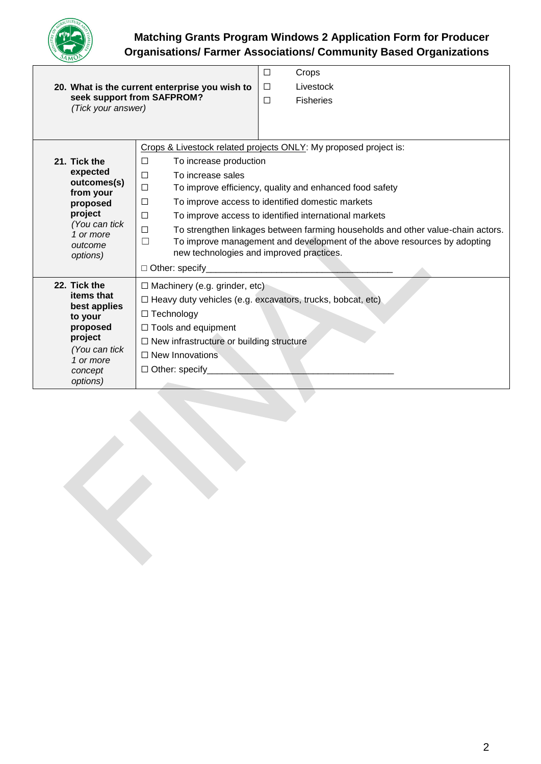| **20. What is the current enterprise you wish to seek support from SAFPROM?** *(Tick your answer)* | ☐ Crops<br>☐ Livestock<br>☐ Fisheries |
|---|---|
| **21. Tick the expected outcomes(s) from your proposed project** *(You can tick 1 or more outcome options)* | Crops & Livestock related projects ONLY: My proposed project is:<br>☐ To increase production<br>☐ To increase sales<br>☐ To improve efficiency, quality and enhanced food safety<br>☐ To improve access to identified domestic markets<br>☐ To improve access to identified international markets<br>☐ To strengthen linkages between farming households and other value-chain actors.<br>☐ To improve management and development of the above resources by adopting new technologies and improved practices.<br>☐ Other: specify_________________________________ |
| **22. Tick the items that best applies to your proposed project** *(You can tick 1 or more concept options)* | ☐ Machinery (e.g. grinder, etc)<br>☐ Heavy duty vehicles (e.g. excavators, trucks, bobcat, etc)<br>☐ Technology<br>☐ Tools and equipment<br>☐ New infrastructure or building structure<br>☐ New Innovations<br>☐ Other: specify_________________________________ |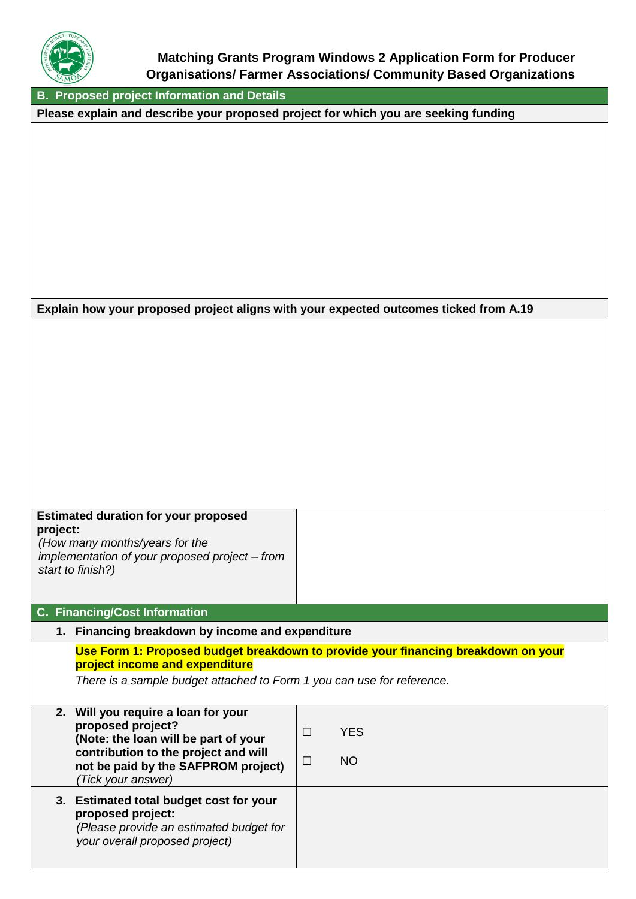**Matching Grants Program Windows 2 Application Form for Producer Organisations/ Farmer Associations/ Community Based Organizations**

## B. Proposed project Information and Details

**Please explain and describe your proposed project for which you are seeking funding**

&nbsp;

**Explain how your proposed project aligns with your expected outcomes ticked from A.19**

&nbsp;

| **Estimated duration for your proposed project:** *(How many months/years for the implementation of your proposed project – from start to finish?)* | |
|---|---|

## C. Financing/Cost Information

1. **Financing breakdown by income and expenditure**

   **Use Form 1: Proposed budget breakdown to provide your financing breakdown on your project income and expenditure**

   *There is a sample budget attached to Form 1 you can use for reference.*

| | |
|---|---|
| 2. **Will you require a loan for your proposed project? (Note: the loan will be part of your contribution to the project and will not be paid by the SAFPROM project)** *(Tick your answer)* | ☐ YES<br>☐ NO |
| 3. **Estimated total budget cost for your proposed project:** *(Please provide an estimated budget for your overall proposed project)* | |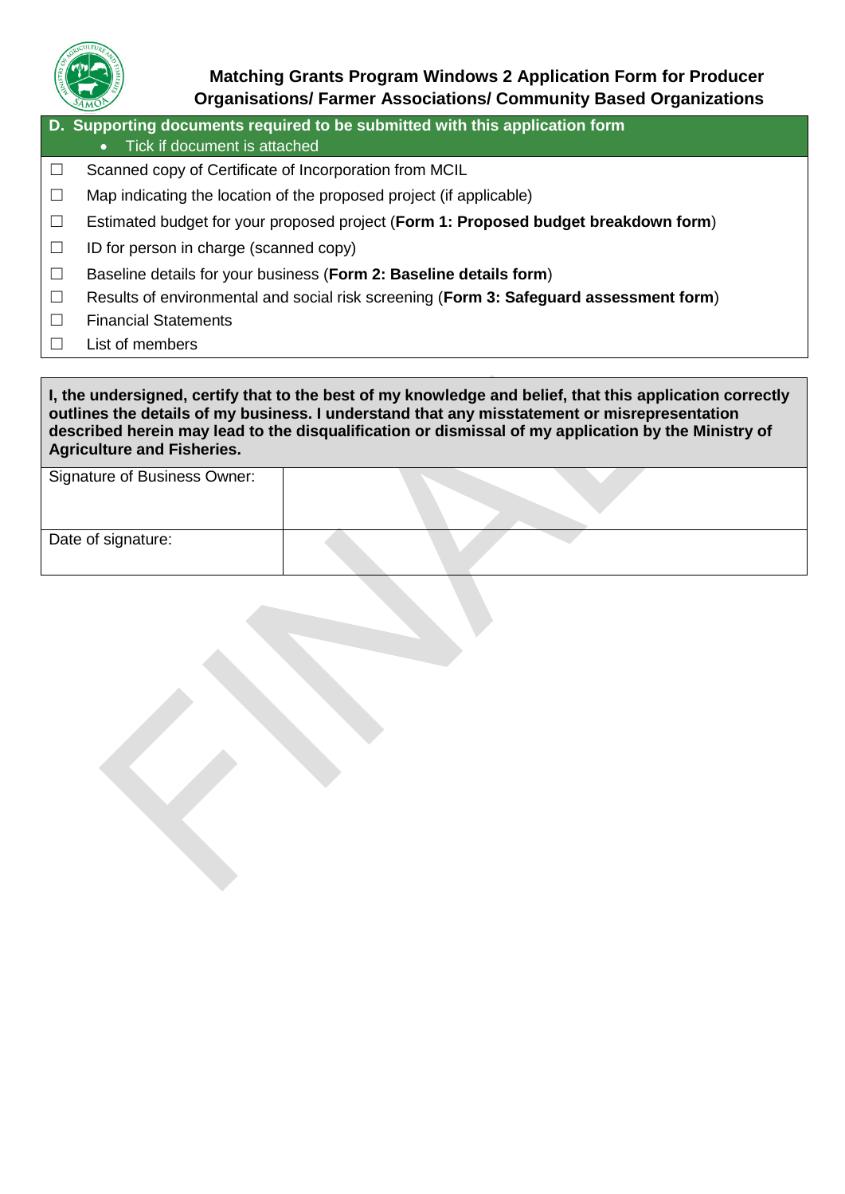**Matching Grants Program Windows 2 Application Form for Producer Organisations/ Farmer Associations/ Community Based Organizations**

**D. Supporting documents required to be submitted with this application form**

- Tick if document is attached

☐ Scanned copy of Certificate of Incorporation from MCIL

☐ Map indicating the location of the proposed project (if applicable)

☐ Estimated budget for your proposed project (**Form 1: Proposed budget breakdown form**)

☐ ID for person in charge (scanned copy)

☐ Baseline details for your business (**Form 2: Baseline details form**)

☐ Results of environmental and social risk screening (**Form 3: Safeguard assessment form**)

☐ Financial Statements

☐ List of members

**I, the undersigned, certify that to the best of my knowledge and belief, that this application correctly outlines the details of my business. I understand that any misstatement or misrepresentation described herein may lead to the disqualification or dismissal of my application by the Ministry of Agriculture and Fisheries.**

| | |
|---|---|
| Signature of Business Owner: | |
| Date of signature: | |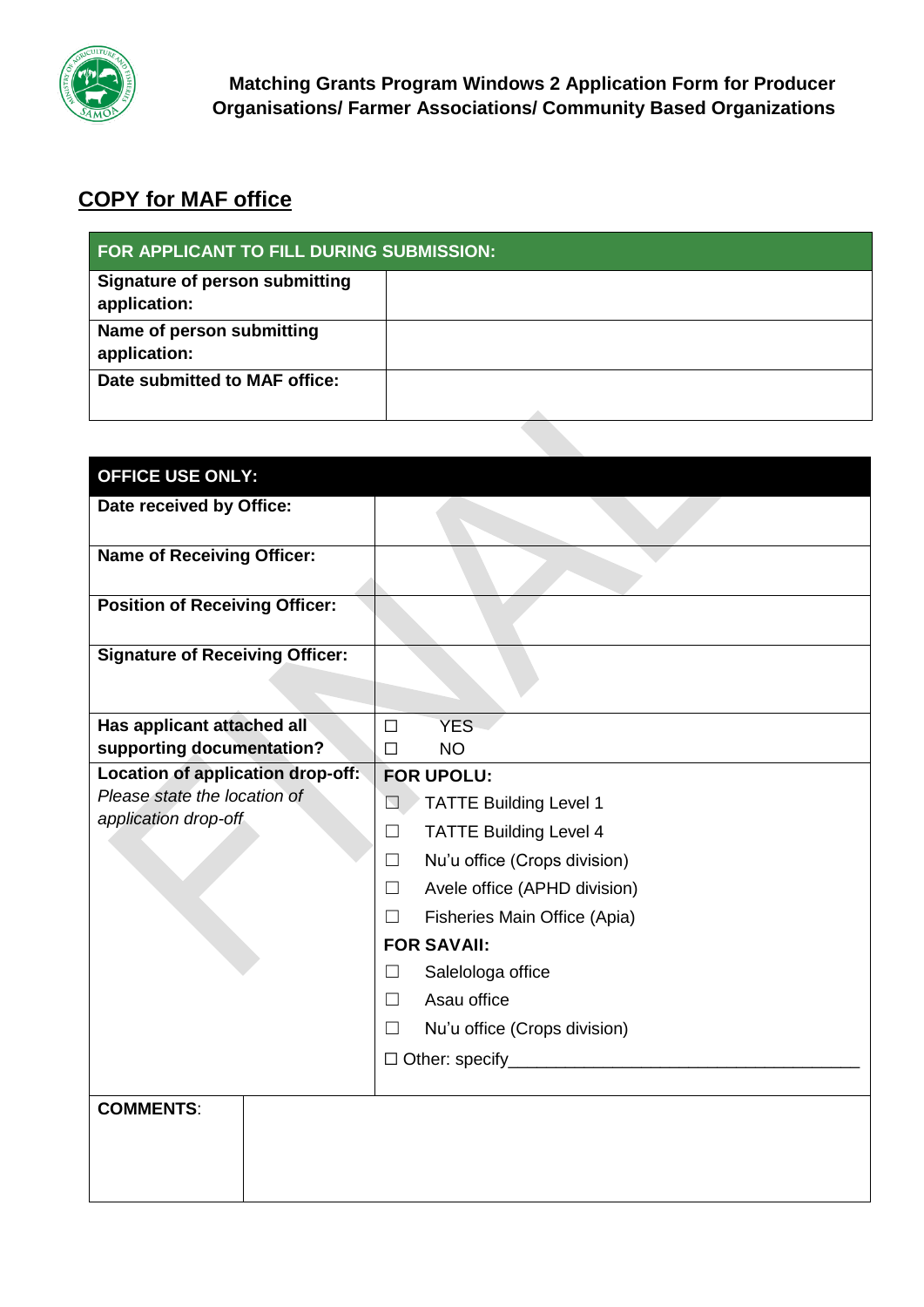**Matching Grants Program Windows 2 Application Form for Producer Organisations/ Farmer Associations/ Community Based Organizations**

## COPY for MAF office

| FOR APPLICANT TO FILL DURING SUBMISSION: | |
|---|---|
| **Signature of person submitting application:** | |
| **Name of person submitting application:** | |
| **Date submitted to MAF office:** | |

| OFFICE USE ONLY: | |
|---|---|
| **Date received by Office:** | |
| **Name of Receiving Officer:** | |
| **Position of Receiving Officer:** | |
| **Signature of Receiving Officer:** | |
| **Has applicant attached all supporting documentation?** | ☐ YES<br>☐ NO |
| **Location of application drop-off:**<br>*Please state the location of application drop-off* | **FOR UPOLU:**<br>☐ TATTE Building Level 1<br>☐ TATTE Building Level 4<br>☐ Nu'u office (Crops division)<br>☐ Avele office (APHD division)<br>☐ Fisheries Main Office (Apia)<br>**FOR SAVAII:**<br>☐ Salelologa office<br>☐ Asau office<br>☐ Nu'u office (Crops division)<br>☐ Other: specify_____________________________________ |
| **COMMENTS**: | |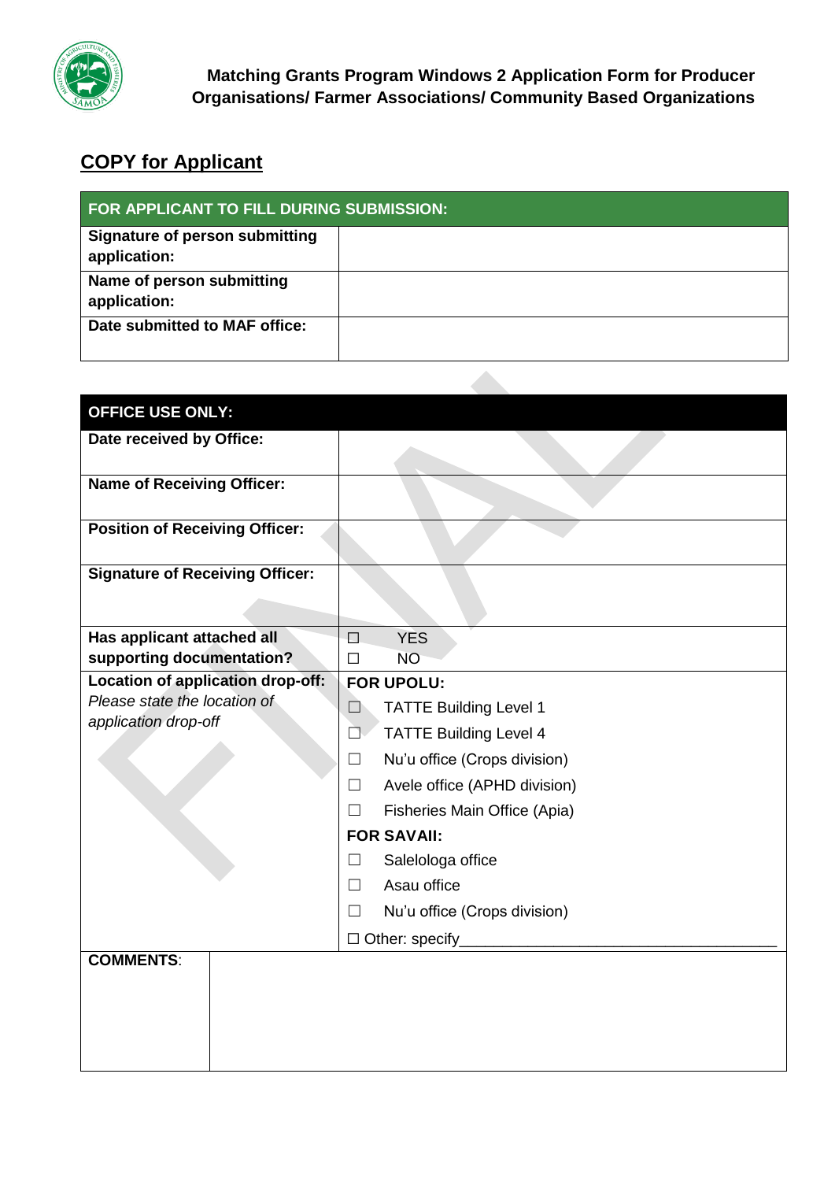**Matching Grants Program Windows 2 Application Form for Producer Organisations/ Farmer Associations/ Community Based Organizations**

## COPY for Applicant

| FOR APPLICANT TO FILL DURING SUBMISSION: | |
|---|---|
| **Signature of person submitting application:** | |
| **Name of person submitting application:** | |
| **Date submitted to MAF office:** | |

| OFFICE USE ONLY: | |
|---|---|
| **Date received by Office:** | |
| **Name of Receiving Officer:** | |
| **Position of Receiving Officer:** | |
| **Signature of Receiving Officer:** | |
| **Has applicant attached all supporting documentation?** | ☐ YES<br>☐ NO |
| **Location of application drop-off:**<br>*Please state the location of application drop-off* | **FOR UPOLU:**<br>☐ TATTE Building Level 1<br>☐ TATTE Building Level 4<br>☐ Nu'u office (Crops division)<br>☐ Avele office (APHD division)<br>☐ Fisheries Main Office (Apia)<br>**FOR SAVAII:**<br>☐ Salelologa office<br>☐ Asau office<br>☐ Nu'u office (Crops division)<br>☐ Other: specify_____________________________________ |
| **COMMENTS**: | |

FINAL